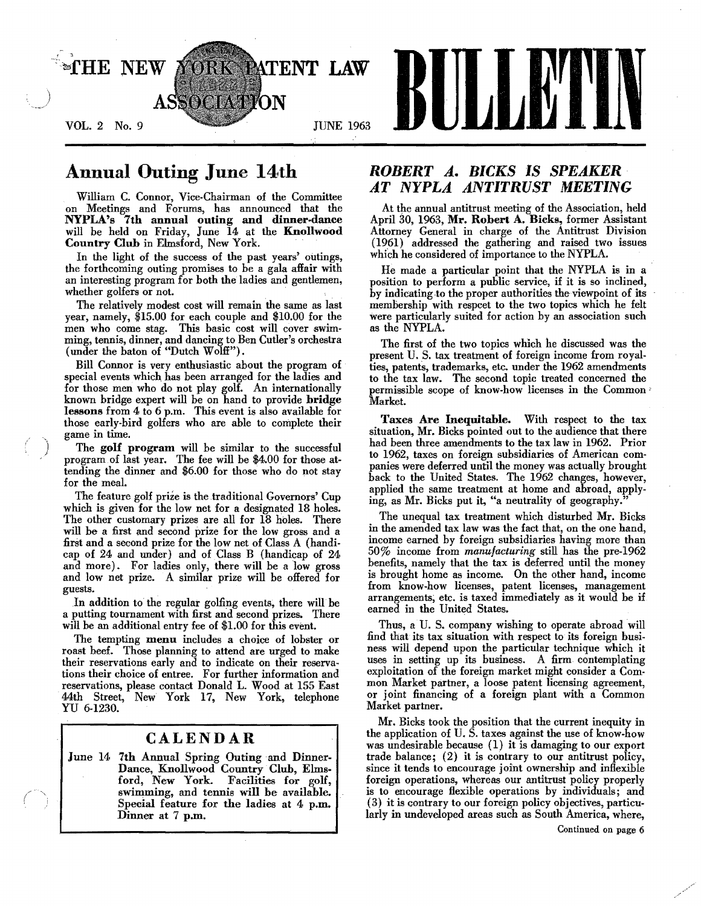# THE NEW YORK PATENT LAW ASSOCIATION BULLETIN

VOL. 2 No. 9 JUNE 1963

## Annual Outing June 14th

William C. Connor, Vice-Chairman of the Committee on Meetings and Forums, has announced that the **NYPLA's 7th annual outing and dinner-dance** will be held on Friday, June 14 at the **Knollwood Country Club** in Elmsford, New York.

In the light of the success of the past years' outings, the forthcoming outing promises to be a gala affair with an interesting program for both the ladies and gentlemen, whether golfers or not.

The relatively modest cost will remain the same as last year, namely, $15.00 for each couple and $10.00 for the men who come stag. This basic cost will cover swimming, tennis, dinner, and dancing to Ben Cutler's orchestra (under the baton of "Dutch Wolff").

Bill Connor is very enthusiastic about the program of special events which has been arranged for the ladies and for those men who do not play golf. An internationally known bridge expert will be on hand to provide **bridge lessons** from 4 to 6 p.m. This event is also available for those early-bird golfers who are able to complete their game in time.

The **golf program** will be similar to the successful program of last year. The fee will be $4.00 for those attending the dinner and $6.00 for those who do not stay for the meal.

The feature golf prize is the traditional Governors' Cup which is given for the low net for a designated 18 holes. The other customary prizes are all for 18 holes. There will be a first and second prize for the low gross and a first and a second prize for the low net of Class A (handicap of 24 and under) and of Class B (handicap of 24 and more). For ladies only, there will be a low gross and low net prize. A similar prize will be offered for guests.

In addition to the regular golfing events, there will be a putting tournament with first and second prizes. There will be an additional entry fee of $1.00 for this event.

The tempting **menu** includes a choice of lobster or roast beef. Those planning to attend are urged to make their reservations early and to indicate on their reservations their choice of entree. For further information and reservations, please contact Donald L. Wood at 155 East 44th Street, New York 17, New York, telephone YU 6-1230.

### CALENDAR

**June 14** **7th Annual Spring Outing and Dinner-Dance, Knollwood Country Club, Elmsford, New York. Facilities for golf, swimming, and tennis will be available. Special feature for the ladies at 4 p.m. Dinner at 7 p.m.**

## *ROBERT A. BICKS IS SPEAKER AT NYPLA ANTITRUST MEETING*

At the annual antitrust meeting of the Association, held April 30, 1963, **Mr. Robert A. Bicks**, former Assistant Attorney General in charge of the Antitrust Division (1961) addressed the gathering and raised two issues which he considered of importance to the NYPLA.

He made a particular point that the NYPLA is in a position to perform a public service, if it is so inclined, by indicating to the proper authorities the viewpoint of its membership with respcet to the two topics which he felt were particularly suited for action by an association such as the NYPLA.

The first of the two topics which he discussed was the present U. S. tax treatment of foreign income from royalties, patents, trademarks, etc. under the 1962 amendments to the tax law. The second topic treated concerned the permissible scope of know-how licenses in the Common Market.

**Taxes Are Inequitable.** With respect to the tax situation, Mr. Bicks pointed out to the audience that there had been three amendments to the tax law in 1962. Prior to 1962, taxes on foreign subsidiaries of American companies were deferred until the money was actually brought back to the United States. The 1962 changes, however, applied the same treatment at home and abroad, applying, as Mr. Bicks put it, "a neutrality of geography."

The unequal tax treatment which disturbed Mr. Bicks in the amended tax law was the fact that, on the one hand, income earned by foreign subsidiaries having more than 50% income from *manufacturing* still has the pre-1962 benefits, namely that the tax is deferred until the money is brought home as income. On the other hand, income from know-how licenses, patent licenses, management arrangements, etc. is taxed immediately as it would be if earned in the United States.

Thus, a U. S. company wishing to operate abroad will find that its tax situation with respect to its foreign business will depend upon the particular technique which it uses in setting up its business. A firm contemplating exploitation of the foreign market might consider a Common Market partner, a loose patent licensing agreement, or joint financing of a foreign plant with a Common Market partner.

Mr. Bicks took the position that the current inequity in the application of U. S. taxes against the use of know-how was undesirable because (1) it is damaging to our export trade balance; (2) it is contrary to our antitrust policy, since it tends to encourage joint ownership and inflexible foreign operations, whereas our antitrust policy properly is to encourage flexible operations by individuals; and (3) it is contrary to our foreign policy objectives, particularly in undeveloped areas such as South America, where,

Continued on page 6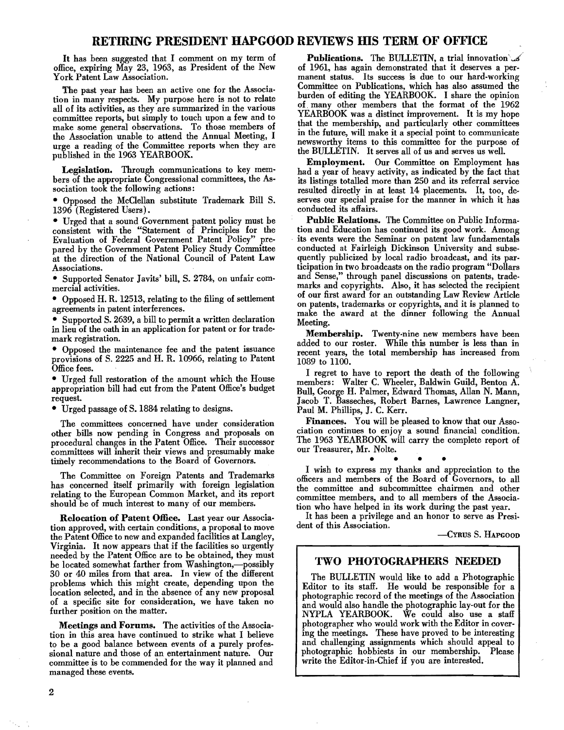# RETIRING PRESIDENT HAPGOOD REVIEWS HIS TERM OF OFFICE

It has been suggested that I comment on my term of office, expiring May 23, 1963, as President of the New York Patent Law Association.

The past year has been an active one for the Association in many respects. My purpose here is not to relate all of its activities, as they are summarized in the various committee reports, but simply to touch upon a few and to make some general observations. To those members of the Association unable to attend the Annual Meeting, I urge a reading of the Committee reports when they are published in the 1963 YEARBOOK.

**Legislation.** Through communications to key members of the appropriate Congressional committees, the Association took the following actions:

- Opposed the McClellan substitute Trademark Bill S. 1396 (Registered Users).
- Urged that a sound Government patent policy must be consistent with the "Statement of Principles for the Evaluation of Federal Government Patent Policy" prepared by the Government Patent Policy Study Committee at the direction of the National Council of Patent Law Associations.
- Supported Senator Javits' bill, S. 2784, on unfair commercial activities.
- Opposed H. R. 12513, relating to the filing of settlement agreements in patent interferences.
- Supported S. 2639, a bill to permit a written declaration in lieu of the oath in an application for patent or for trademark registration.
- Opposed the maintenance fee and the patent issuance provisions of S. 2225 and H. R. 10966, relating to Patent Office fees.
- Urged full restoration of the amount which the House appropriation bill had cut from the Patent Office's budget request.
- Urged passage of S. 1884 relating to designs.

The committees concerned have under consideration other bills now pending in Congress and proposals on procedural changes in the Patent Office. Their successor committees will inherit their views and presumably make timely recommendations to the Board of Governors.

The Committee on Foreign Patents and Trademarks has concerned itself primarily with foreign legislation relating to the European Common Market, and its report should be of much interest to many of our members.

**Relocation of Patent Office.** Last year our Association approved, with certain conditions, a proposal to move the Patent Office to new and expanded facilities at Langley, Virginia. It now appears that if the facilities so urgently needed by the Patent Office are to be obtained, they must be located somewhat farther from Washington,—possibly 30 or 40 miles from that area. In view of the different problems which this might create, depending upon the location selected, and in the absence of any new proposal of a specific site for consideration, we have taken no further position on the matter.

**Meetings and Forums.** The activities of the Association in this area have continued to strike what I believe to be a good balance between events of a purely professional nature and those of an entertainment nature. Our committee is to be commended for the way it planned and managed these events.

**Publications.** The BULLETIN, a trial innovation of 1961, has again demonstrated that it deserves a permanent status. Its success is due to our hard-working Committee on Publications, which has also assumed the burden of editing the YEARBOOK. I share the opinion of many other members that the format of the 1962 YEARBOOK was a distinct improvement. It is my hope that the membership, and particularly other committees in the future, will make it a special point to communicate newsworthy items to this committee for the purpose of the BULLETIN. It serves all of us and serves us well.

**Employment.** Our Committee on Employment has had a year of heavy activity, as indicated by the fact that its listings totalled more than 250 and its referral service resulted directly in at least 14 placements. It, too, deserves our special praise for the manner in which it has conducted its affairs.

**Public Relations.** The Committee on Public Information and Education has continued its good work. Among its events were the Seminar on patent law fundamentals conducted at Fairleigh Dickinson University and subsequently publicized by local radio broadcast, and its participation in two broadcasts on the radio program "Dollars and Sense," through panel discussions on patents, trademarks and copyrights. Also, it has selected the recipient of our first award for an outstanding Law Review Article on patents, trademarks or copyrights, and it is planned to make the award at the dinner following the Annual Meeting.

**Membership.** Twenty-nine new members have been added to our roster. While this number is less than in recent years, the total membership has increased from 1089 to 1100.

I regret to have to report the death of the following members: Walter C. Wheeler, Baldwin Guild, Benton A. Bull, George H. Palmer, Edward Thomas, Allan N. Mann, Jacob T. Basseches, Robert Barnes, Lawrence Langner, Paul M. Phillips, J. C. Kerr.

**Finances.** You will be pleased to know that our Association continues to enjoy a sound financial condition. The 1963 YEARBOOK will carry the complete report of our Treasurer, Mr. Nolte.

• • • •

I wish to express my thanks and appreciation to the officers and members of the Board of Governors, to all the committee and subcommittee chairmen and other committee members, and to all members of the Association who have helped in its work during the past year.

It has been a privilege and an honor to serve as President of this Association.

—CYRUS S. HAPGOOD

## TWO PHOTOGRAPHERS NEEDED

The BULLETIN would like to add a Photographic Editor to its staff. He would be responsible for a photographic record of the meetings of the Association and would also handle the photographic lay-out for the NYPLA YEARBOOK. We could also use a staff photographer who would work with the Editor in covering the meetings. These have proved to be interesting and challenging assignments which should appeal to photographic hobbiests in our membership. Please write the Editor-in-Chief if you are interested.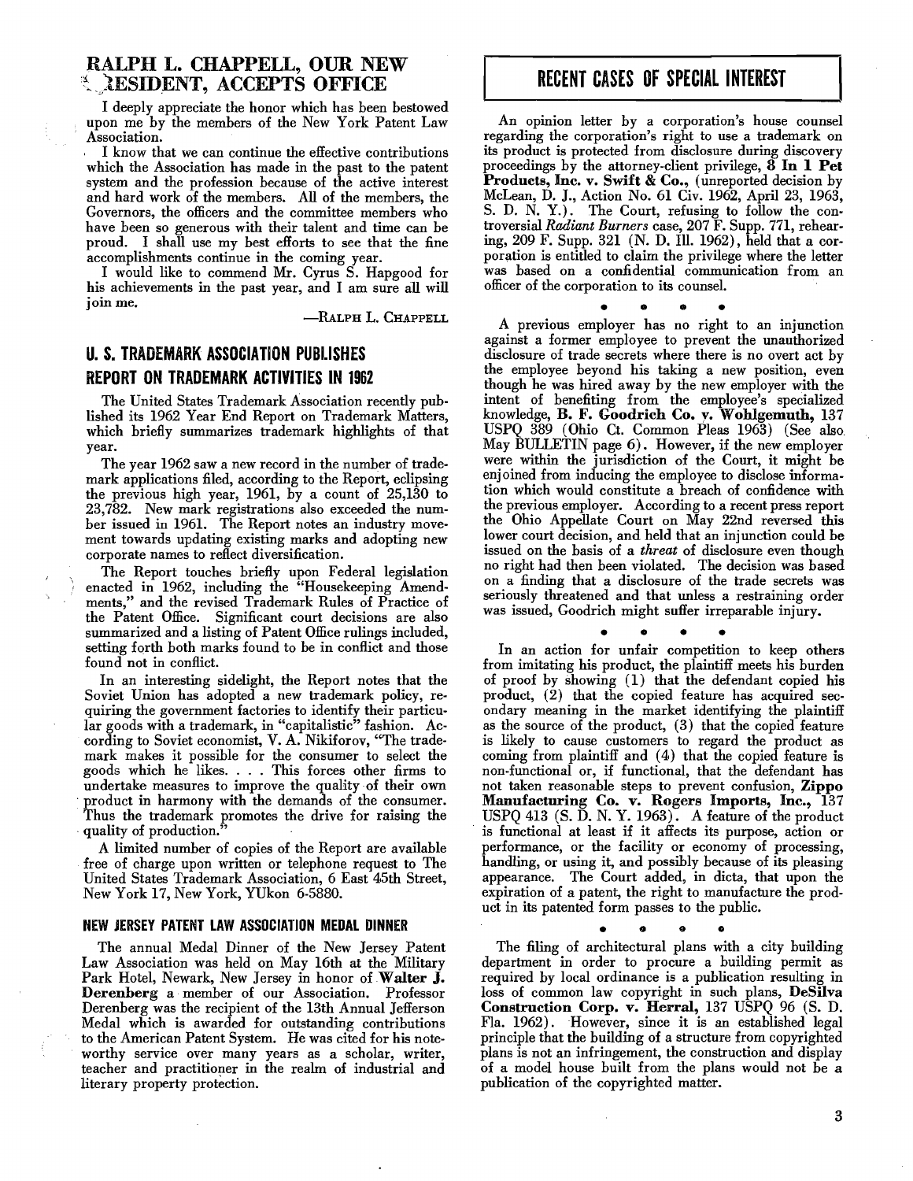## RALPH L. CHAPPELL, OUR NEW PRESIDENT, ACCEPTS OFFICE

I deeply appreciate the honor which has been bestowed upon me by the members of the New York Patent Law Association.

I know that we can continue the effective contributions which the Association has made in the past to the patent system and the profession because of the active interest and hard work of the members. All of the members, the Governors, the officers and the committee members who have been so generous with their talent and time can be proud. I shall use my best efforts to see that the fine accomplishments continue in the coming year.

I would like to commend Mr. Cyrus S. Hapgood for his achievements in the past year, and I am sure all will join me.

—RALPH L. CHAPPELL

## U. S. TRADEMARK ASSOCIATION PUBLISHES REPORT ON TRADEMARK ACTIVITIES IN 1962

The United States Trademark Association recently published its 1962 Year End Report on Trademark Matters, which briefly summarizes trademark highlights of that year.

The year 1962 saw a new record in the number of trademark applications filed, according to the Report, eclipsing the previous high year, 1961, by a count of 25,130 to 23,782. New mark registrations also exceeded the number issued in 1961. The Report notes an industry movement towards updating existing marks and adopting new corporate names to reflect diversification.

The Report touches briefly upon Federal legislation enacted in 1962, including the "Housekeeping Amendments," and the revised Trademark Rules of Practice of the Patent Office. Significant court decisions are also summarized and a listing of Patent Office rulings included, setting forth both marks found to be in conflict and those found not in conflict.

In an interesting sidelight, the Report notes that the Soviet Union has adopted a new trademark policy, requiring the government factories to identify their particular goods with a trademark, in "capitalistic" fashion. According to Soviet economist, V. A. Nikiforov, "The trademark makes it possible for the consumer to select the goods which he likes. . . . This forces other firms to undertake measures to improve the quality of their own product in harmony with the demands of the consumer. Thus the trademark promotes the drive for raising the quality of production."

A limited number of copies of the Report are available free of charge upon written or telephone request to The United States Trademark Association, 6 East 45th Street, New York 17, New York, YUkon 6-5880.

### NEW JERSEY PATENT LAW ASSOCIATION MEDAL DINNER

The annual Medal Dinner of the New Jersey Patent Law Association was held on May 16th at the Military Park Hotel, Newark, New Jersey in honor of **Walter J. Derenberg** a member of our Association. Professor Derenberg was the recipient of the 13th Annual Jefferson Medal which is awarded for outstanding contributions to the American Patent System. He was cited for his noteworthy service over many years as a scholar, writer, teacher and practitioner in the realm of industrial and literary property protection.

## RECENT CASES OF SPECIAL INTEREST

An opinion letter by a corporation's house counsel regarding the corporation's right to use a trademark on its product is protected from disclosure during discovery proceedings by the attorney-client privilege, **8 In 1 Pet Products, Inc. v. Swift & Co.,** (unreported decision by McLean, D. J., Action No. 61 Civ. 1962, April 23, 1963, S. D. N. Y.). The Court, refusing to follow the controversial *Radiant Burners* case, 207 F. Supp. 771, rehearing, 209 F. Supp. 321 (N. D. Ill. 1962), held that a corporation is entitled to claim the privilege where the letter was based on a confidential communication from an officer of the corporation to its counsel.

• • • •

A previous employer has no right to an injunction against a former employee to prevent the unauthorized disclosure of trade secrets where there is no overt act by the employee beyond his taking a new position, even though he was hired away by the new employer with the intent of benefiting from the employee's specialized knowledge, **B. F. Goodrich Co. v. Wohlgemuth,** 137 USPQ 389 (Ohio Ct. Common Pleas 1963) (See also May BULLETIN page 6). However, if the new employer were within the jurisdiction of the Court, it might be enjoined from inducing the employee to disclose information which would constitute a breach of confidence with the previous employer. According to a recent press report the Ohio Appellate Court on May 22nd reversed this lower court decision, and held that an injunction could be issued on the basis of a *threat* of disclosure even though no right had then been violated. The decision was based on a finding that a disclosure of the trade secrets was seriously threatened and that unless a restraining order was issued, Goodrich might suffer irreparable injury.

• • • •

In an action for unfair competition to keep others from imitating his product, the plaintiff meets his burden of proof by showing (1) that the defendant copied his product, (2) that the copied feature has acquired secondary meaning in the market identifying the plaintiff as the source of the product, (3) that the copied feature is likely to cause customers to regard the product as coming from plaintiff and (4) that the copied feature is non-functional or, if functional, that the defendant has not taken reasonable steps to prevent confusion, **Zippo Manufacturing Co. v. Rogers Imports, Inc.,** 137 USPQ 413 (S. D. N. Y. 1963). A feature of the product is functional at least if it affects its purpose, action or performance, or the facility or economy of processing, handling, or using it, and possibly because of its pleasing appearance. The Court added, in dicta, that upon the expiration of a patent, the right to manufacture the product in its patented form passes to the public.

• • • •

The filing of architectural plans with a city building department in order to procure a building permit as required by local ordinance is a publication resulting in loss of common law copyright in such plans, **DeSilva Construction Corp. v. Herral,** 137 USPQ 96 (S. D. Fla. 1962). However, since it is an established legal principle that the building of a structure from copyrighted plans is not an infringement, the construction and display of a model house built from the plans would not be a publication of the copyrighted matter.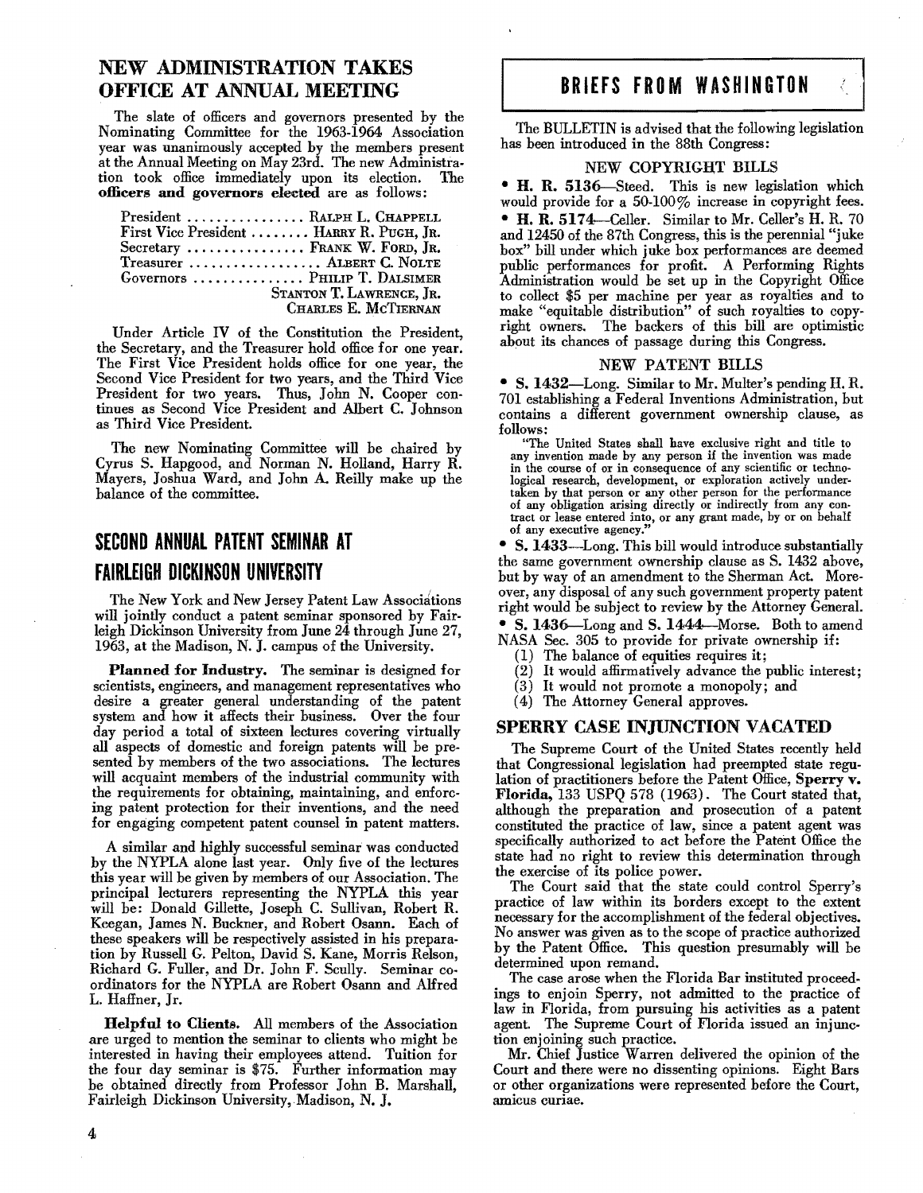## NEW ADMINISTRATION TAKES OFFICE AT ANNUAL MEETING

The slate of officers and governors presented by the Nominating Committee for the 1963-1964 Association year was unanimously accepted by the members present at the Annual Meeting on May 23rd. The new Administration took office immediately upon its election. The **officers and governors elected** are as follows:

President ................ RALPH L. CHAPPELL
First Vice President ........ HARRY R. PUGH, JR.
Secretary ................ FRANK W. FORD, JR.
Treasurer .................. ALBERT C. NOLTE
Governors ............... PHILIP T. DALSIMER
STANTON T. LAWRENCE, JR.
CHARLES E. MCTIERNAN

Under Article IV of the Constitution the President, the Secretary, and the Treasurer hold office for one year. The First Vice President holds office for one year, the Second Vice President for two years, and the Third Vice President for two years. Thus, John N. Cooper continues as Second Vice President and Albert C. Johnson as Third Vice President.

The new Nominating Committee will be chaired by Cyrus S. Hapgood, and Norman N. Holland, Harry R. Mayers, Joshua Ward, and John A. Reilly make up the balance of the committee.

## SECOND ANNUAL PATENT SEMINAR AT FAIRLEIGH DICKINSON UNIVERSITY

The New York and New Jersey Patent Law Associations will jointly conduct a patent seminar sponsored by Fairleigh Dickinson University from June 24 through June 27, 1963, at the Madison, N. J. campus of the University.

**Planned for Industry.** The seminar is designed for scientists, engineers, and management representatives who desire a greater general understanding of the patent system and how it affects their business. Over the four day period a total of sixteen lectures covering virtually all aspects of domestic and foreign patents will be presented by members of the two associations. The lectures will acquaint members of the industrial community with the requirements for obtaining, maintaining, and enforcing patent protection for their inventions, and the need for engaging competent patent counsel in patent matters.

A similar and highly successful seminar was conducted by the NYPLA alone last year. Only five of the lectures this year will be given by members of our Association. The principal lecturers representing the NYPLA this year will be: Donald Gillette, Joseph C. Sullivan, Robert R. Keegan, James N. Buckner, and Robert Osann. Each of these speakers will be respectively assisted in his preparation by Russell G. Pelton, David S. Kane, Morris Relson, Richard G. Fuller, and Dr. John F. Scully. Seminar coordinators for the NYPLA are Robert Osann and Alfred L. Haffner, Jr.

**Helpful to Clients.** All members of the Association are urged to mention the seminar to clients who might be interested in having their employees attend. Tuition for the four day seminar is $75. Further information may be obtained directly from Professor John B. Marshall, Fairleigh Dickinson University, Madison, N. J.

## BRIEFS FROM WASHINGTON

The BULLETIN is advised that the following legislation has been introduced in the 88th Congress:

### NEW COPYRIGHT BILLS

- **H. R. 5136**—Steed. This is new legislation which would provide for a 50-100% increase in copyright fees.
- **H. R. 5174**—Celler. Similar to Mr. Celler's H. R. 70 and 12450 of the 87th Congress, this is the perennial "juke box" bill under which juke box performances are deemed public performances for profit. A Performing Rights Administration would be set up in the Copyright Office to collect $5 per machine per year as royalties and to make "equitable distribution" of such royalties to copyright owners. The backers of this bill are optimistic about its chances of passage during this Congress.

### NEW PATENT BILLS

- **S. 1432**—Long. Similar to Mr. Multer's pending H. R. 701 establishing a Federal Inventions Administration, but contains a different government ownership clause, as follows:

> "The United States shall have exclusive right and title to any invention made by any person if the invention was made in the course of or in consequence of any scientific or technological research, development, or exploration actively undertaken by that person or any other person for the performance of any obligation arising directly or indirectly from any contract or lease entered into, or any grant made, by or on behalf of any executive agency."

- **S. 1433**—Long. This bill would introduce substantially the same government ownership clause as S. 1432 above, but by way of an amendment to the Sherman Act. Moreover, any disposal of any such government property patent right would be subject to review by the Attorney General.
- **S. 1436**—Long and **S. 1444**—Morse. Both to amend NASA Sec. 305 to provide for private ownership if:
  1. The balance of equities requires it;
  2. It would affirmatively advance the public interest;
  3. It would not promote a monopoly; and
  4. The Attorney General approves.

## SPERRY CASE INJUNCTION VACATED

The Supreme Court of the United States recently held that Congressional legislation had preempted state regulation of practitioners before the Patent Office, **Sperry v. Florida,** 133 USPQ 578 (1963). The Court stated that, although the preparation and prosecution of a patent constituted the practice of law, since a patent agent was specifically authorized to act before the Patent Office the state had no right to review this determination through the exercise of its police power.

The Court said that the state could control Sperry's practice of law within its borders except to the extent necessary for the accomplishment of the federal objectives. No answer was given as to the scope of practice authorized by the Patent Office. This question presumably will be determined upon remand.

The case arose when the Florida Bar instituted proceedings to enjoin Sperry, not admitted to the practice of law in Florida, from pursuing his activities as a patent agent. The Supreme Court of Florida issued an injunction enjoining such practice.

Mr. Chief Justice Warren delivered the opinion of the Court and there were no dissenting opinions. Eight Bars or other organizations were represented before the Court, amicus curiae.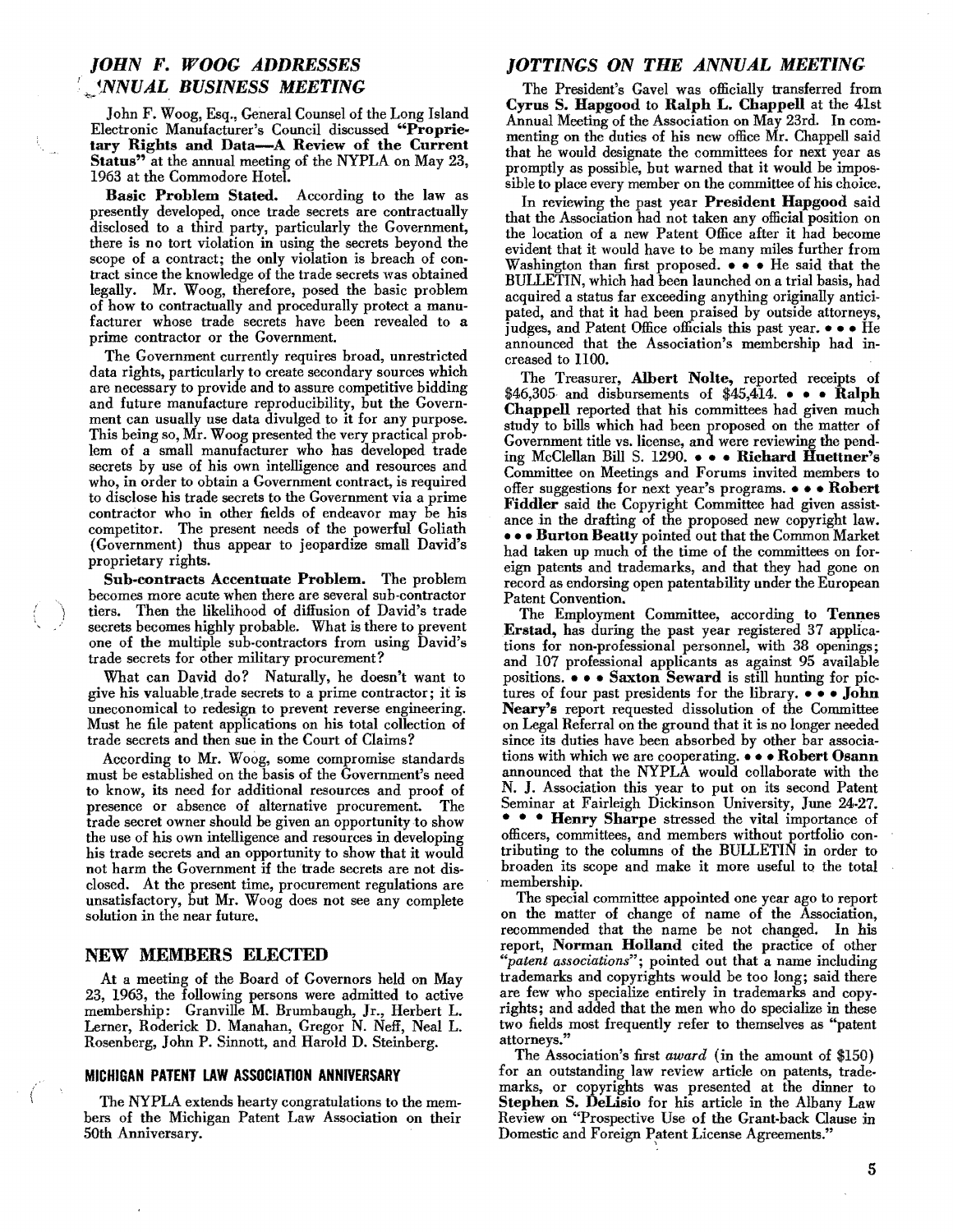## JOHN F. WOOG ADDRESSES ANNUAL BUSINESS MEETING

John F. Woog, Esq., General Counsel of the Long Island Electronic Manufacturer's Council discussed **"Proprietary Rights and Data—A Review of the Current Status"** at the annual meeting of the NYPLA on May 23, 1963 at the Commodore Hotel.

**Basic Problem Stated.** According to the law as presently developed, once trade secrets are contractually disclosed to a third party, particularly the Government, there is no tort violation in using the secrets beyond the scope of a contract; the only violation is breach of contract since the knowledge of the trade secrets was obtained legally. Mr. Woog, therefore, posed the basic problem of how to contractually and procedurally protect a manufacturer whose trade secrets have been revealed to a prime contractor or the Government.

The Government currently requires broad, unrestricted data rights, particularly to create secondary sources which are necessary to provide and to assure competitive bidding and future manufacture reproducibility, but the Government can usually use data divulged to it for any purpose. This being so, Mr. Woog presented the very practical problem of a small manufacturer who has developed trade secrets by use of his own intelligence and resources and who, in order to obtain a Government contract, is required to disclose his trade secrets to the Government via a prime contractor who in other fields of endeavor may be his competitor. The present needs of the powerful Goliath (Government) thus appear to jeopardize small David's proprietary rights.

**Sub-contracts Accentuate Problem.** The problem becomes more acute when there are several sub-contractor tiers. Then the likelihood of diffusion of David's trade secrets becomes highly probable. What is there to prevent one of the multiple sub-contractors from using David's trade secrets for other military procurement?

What can David do? Naturally, he doesn't want to give his valuable trade secrets to a prime contractor; it is uneconomical to redesign to prevent reverse engineering. Must he file patent applications on his total collection of trade secrets and then sue in the Court of Claims?

According to Mr. Woog, some compromise standards must be established on the basis of the Government's need to know, its need for additional resources and proof of presence or absence of alternative procurement. The trade secret owner should be given an opportunity to show the use of his own intelligence and resources in developing his trade secrets and an opportunity to show that it would not harm the Government if the trade secrets are not disclosed. At the present time, procurement regulations are unsatisfactory, but Mr. Woog does not see any complete solution in the near future.

## NEW MEMBERS ELECTED

At a meeting of the Board of Governors held on May 23, 1963, the following persons were admitted to active membership: Granville M. Brumbaugh, Jr., Herbert L. Lerner, Roderick D. Manahan, Gregor N. Neff, Neal L. Rosenberg, John P. Sinnott, and Harold D. Steinberg.

### MICHIGAN PATENT LAW ASSOCIATION ANNIVERSARY

The NYPLA extends hearty congratulations to the members of the Michigan Patent Law Association on their 50th Anniversary.

## JOTTINGS ON THE ANNUAL MEETING

The President's Gavel was officially transferred from **Cyrus S. Hapgood** to **Ralph L. Chappell** at the 41st Annual Meeting of the Association on May 23rd. In commenting on the duties of his new office Mr. Chappell said that he would designate the committees for next year as promptly as possible, but warned that it would be impossible to place every member on the committee of his choice.

In reviewing the past year **President Hapgood** said that the Association had not taken any official position on the location of a new Patent Office after it had become evident that it would have to be many miles further from Washington than first proposed. • • • He said that the BULLETIN, which had been launched on a trial basis, had acquired a status far exceeding anything originally anticipated, and that it had been praised by outside attorneys, judges, and Patent Office officials this past year. • • • He announced that the Association's membership had increased to 1100.

The Treasurer, **Albert Nolte,** reported receipts of $46,305 and disbursements of $45,414. • • • **Ralph Chappell** reported that his committees had given much study to bills which had been proposed on the matter of Government title vs. license, and were reviewing the pending McClellan Bill S. 1290. • • • **Richard Huettner's** Committee on Meetings and Forums invited members to offer suggestions for next year's programs. • • • **Robert Fiddler** said the Copyright Committee had given assistance in the drafting of the proposed new copyright law. • • • **Burton Beatty** pointed out that the Common Market had taken up much of the time of the committees on foreign patents and trademarks, and that they had gone on record as endorsing open patentability under the European Patent Convention.

The Employment Committee, according to **Tennes Erstad,** has during the past year registered 37 applications for non-professional personnel, with 38 openings; and 107 professional applicants as against 95 available positions. • • • **Saxton Seward** is still hunting for pictures of four past presidents for the library. • • • **John Neary's** report requested dissolution of the Committee on Legal Referral on the ground that it is no longer needed since its duties have been absorbed by other bar associations with which we are cooperating. • • • **Robert Osann** announced that the NYPLA would collaborate with the N. J. Association this year to put on its second Patent Seminar at Fairleigh Dickinson University, June 24-27. • • • **Henry Sharpe** stressed the vital importance of officers, committees, and members without portfolio contributing to the columns of the BULLETIN in order to broaden its scope and make it more useful to the total membership.

The special committee appointed one year ago to report on the matter of change of name of the Association, recommended that the name be not changed. In his report, **Norman Holland** cited the practice of other *"patent associations"*; pointed out that a name including trademarks and copyrights would be too long; said there are few who specialize entirely in trademarks and copyrights; and added that the men who do specialize in these two fields most frequently refer to themselves as "patent attorneys."

The Association's first *award* (in the amount of $150) for an outstanding law review article on patents, trademarks, or copyrights was presented at the dinner to **Stephen S. DeLisio** for his article in the Albany Law Review on "Prospective Use of the Grant-back Clause in Domestic and Foreign Patent License Agreements."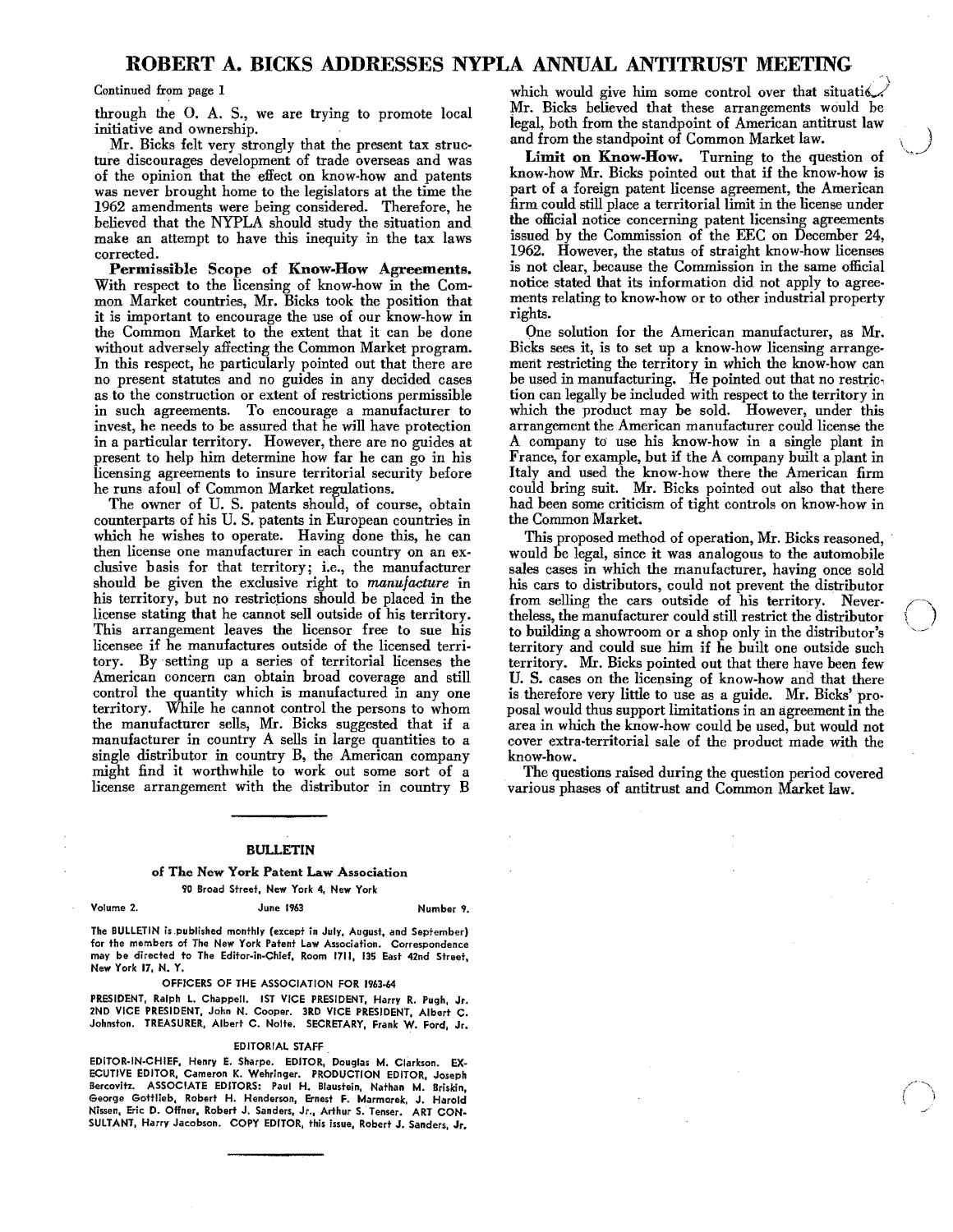# ROBERT A. BICKS ADDRESSES NYPLA ANNUAL ANTITRUST MEETING

Continued from page 1

through the O. A. S., we are trying to promote local initiative and ownership.

Mr. Bicks felt very strongly that the present tax structure discourages development of trade overseas and was of the opinion that the effect on know-how and patents was never brought home to the legislators at the time the 1962 amendments were being considered. Therefore, he believed that the NYPLA should study the situation and make an attempt to have this inequity in the tax laws corrected.

**Permissible Scope of Know-How Agreements.** With respect to the licensing of know-how in the Common Market countries, Mr. Bicks took the position that it is important to encourage the use of our know-how in the Common Market to the extent that it can be done without adversely affecting the Common Market program. In this respect, he particularly pointed out that there are no present statutes and no guides in any decided cases as to the construction or extent of restrictions permissible in such agreements. To encourage a manufacturer to invest, he needs to be assured that he will have protection in a particular territory. However, there are no guides at present to help him determine how far he can go in his licensing agreements to insure territorial security before he runs afoul of Common Market regulations.

The owner of U. S. patents should, of course, obtain counterparts of his U. S. patents in European countries in which he wishes to operate. Having done this, he can then license one manufacturer in each country on an exclusive basis for that territory; i.e., the manufacturer should be given the exclusive right to *manufacture* in his territory, but no restrictions should be placed in the license stating that he cannot sell outside of his territory. This arrangement leaves the licensor free to sue his licensee if he manufactures outside of the licensed territory. By setting up a series of territorial licenses the American concern can obtain broad coverage and still control the quantity which is manufactured in any one territory. While he cannot control the persons to whom the manufacturer sells, Mr. Bicks suggested that if a manufacturer in country A sells in large quantities to a single distributor in country B, the American company might find it worthwhile to work out some sort of a license arrangement with the distributor in country B which would give him some control over that situation. Mr. Bicks believed that these arrangements would be legal, both from the standpoint of American antitrust law and from the standpoint of Common Market law.

**Limit on Know-How.** Turning to the question of know-how Mr. Bicks pointed out that if the know-how is part of a foreign patent license agreement, the American firm could still place a territorial limit in the license under the official notice concerning patent licensing agreements issued by the Commission of the EEC on December 24, 1962. However, the status of straight know-how licenses is not clear, because the Commission in the same official notice stated that its information did not apply to agreements relating to know-how or to other industrial property rights.

One solution for the American manufacturer, as Mr. Bicks sees it, is to set up a know-how licensing arrangement restricting the territory in which the know-how can be used in manufacturing. He pointed out that no restriction can legally be included with respect to the territory in which the product may be sold. However, under this arrangement the American manufacturer could license the A company to use his know-how in a single plant in France, for example, but if the A company built a plant in Italy and used the know-how there the American firm could bring suit. Mr. Bicks pointed out also that there had been some criticism of tight controls on know-how in the Common Market.

This proposed method of operation, Mr. Bicks reasoned, would be legal, since it was analogous to the automobile sales cases in which the manufacturer, having once sold his cars to distributors, could not prevent the distributor from selling the cars outside of his territory. Nevertheless, the manufacturer could still restrict the distributor to building a showroom or a shop only in the distributor's territory and could sue him if he built one outside such territory. Mr. Bicks pointed out that there have been few U. S. cases on the licensing of know-how and that there is therefore very little to use as a guide. Mr. Bicks' proposal would thus support limitations in an agreement in the area in which the know-how could be used, but would not cover extra-territorial sale of the product made with the know-how.

The questions raised during the question period covered various phases of antitrust and Common Market law.

---

**BULLETIN**

**of The New York Patent Law Association**

90 Broad Street, New York 4, New York

Volume 2. June 1963 Number 9.

The BULLETIN is published monthly (except in July, August, and September) for the members of The New York Patent Law Association. Correspondence may be directed to The Editor-in-Chief, Room 1711, 135 East 42nd Street, New York 17, N. Y.

OFFICERS OF THE ASSOCIATION FOR 1963-64

PRESIDENT, Ralph L. Chappell. 1ST VICE PRESIDENT, Harry R. Pugh, Jr. 2ND VICE PRESIDENT, John N. Cooper. 3RD VICE PRESIDENT, Albert C. Johnston. TREASURER, Albert C. Nolte. SECRETARY, Frank W. Ford, Jr.

EDITORIAL STAFF

EDITOR-IN-CHIEF, Henry E. Sharpe. EDITOR, Douglas M. Clarkson. EXECUTIVE EDITOR, Cameron K. Wehringer. PRODUCTION EDITOR, Joseph Bercovitz. ASSOCIATE EDITORS: Paul H. Blaustein, Nathan M. Briskin, George Gottlieb, Robert H. Henderson, Ernest F. Marmorek, J. Harold Nissen, Eric D. Offner, Robert J. Sanders, Jr., Arthur S. Tenser. ART CONSULTANT, Harry Jacobson. COPY EDITOR, this issue, Robert J. Sanders, Jr.